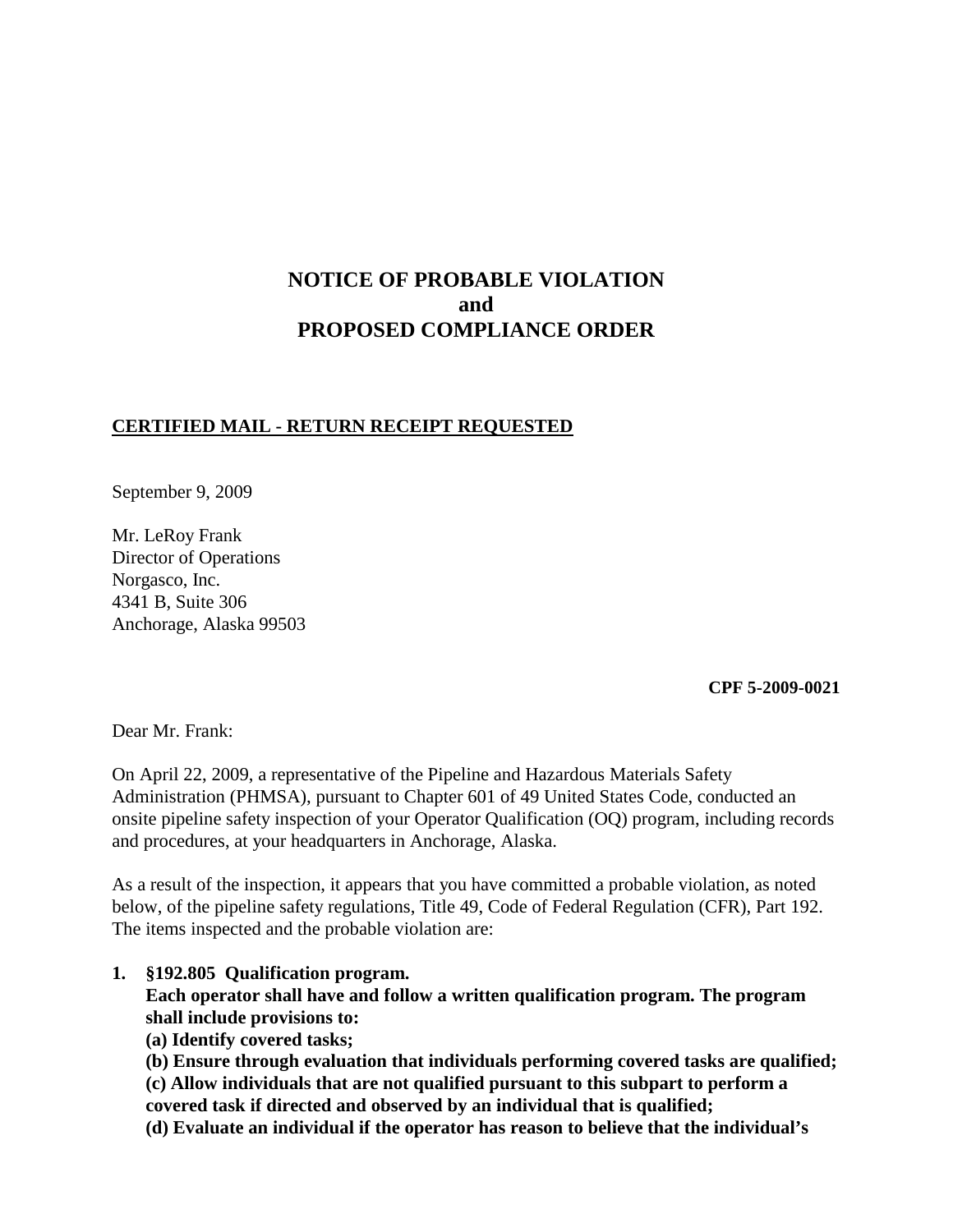# NOTICE OF PROBABLE VIOLATION
# and
# PROPOSED COMPLIANCE ORDER

**CERTIFIED MAIL - RETURN RECEIPT REQUESTED**

September 9, 2009

Mr. LeRoy Frank
Director of Operations
Norgasco, Inc.
4341 B, Suite 306
Anchorage, Alaska 99503

**CPF 5-2009-0021**

Dear Mr. Frank:

On April 22, 2009, a representative of the Pipeline and Hazardous Materials Safety Administration (PHMSA), pursuant to Chapter 601 of 49 United States Code, conducted an onsite pipeline safety inspection of your Operator Qualification (OQ) program, including records and procedures, at your headquarters in Anchorage, Alaska.

As a result of the inspection, it appears that you have committed a probable violation, as noted below, of the pipeline safety regulations, Title 49, Code of Federal Regulation (CFR), Part 192. The items inspected and the probable violation are:

1. **§192.805 Qualification program.**
   **Each operator shall have and follow a written qualification program. The program shall include provisions to:**
   **(a) Identify covered tasks;**
   **(b) Ensure through evaluation that individuals performing covered tasks are qualified;**
   **(c) Allow individuals that are not qualified pursuant to this subpart to perform a covered task if directed and observed by an individual that is qualified;**
   **(d) Evaluate an individual if the operator has reason to believe that the individual's**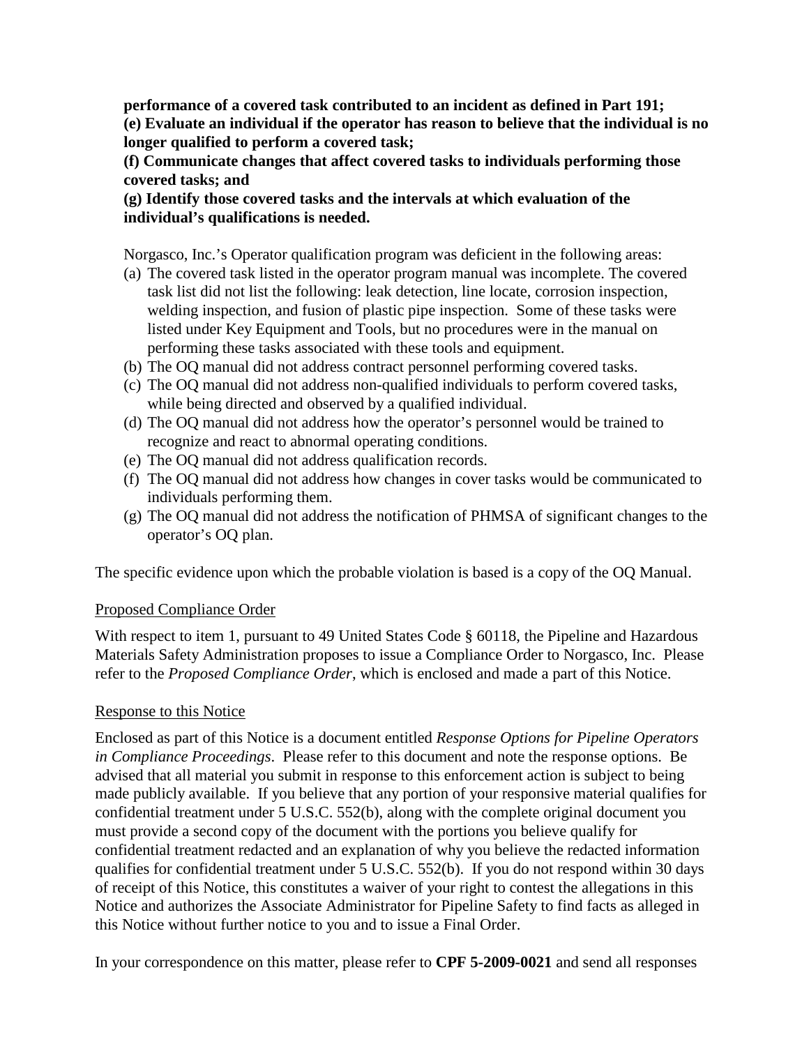**performance of a covered task contributed to an incident as defined in Part 191;**
**(e) Evaluate an individual if the operator has reason to believe that the individual is no longer qualified to perform a covered task;**
**(f) Communicate changes that affect covered tasks to individuals performing those covered tasks; and**
**(g) Identify those covered tasks and the intervals at which evaluation of the individual's qualifications is needed.**

Norgasco, Inc.'s Operator qualification program was deficient in the following areas:

(a) The covered task listed in the operator program manual was incomplete. The covered task list did not list the following: leak detection, line locate, corrosion inspection, welding inspection, and fusion of plastic pipe inspection. Some of these tasks were listed under Key Equipment and Tools, but no procedures were in the manual on performing these tasks associated with these tools and equipment.
(b) The OQ manual did not address contract personnel performing covered tasks.
(c) The OQ manual did not address non-qualified individuals to perform covered tasks, while being directed and observed by a qualified individual.
(d) The OQ manual did not address how the operator's personnel would be trained to recognize and react to abnormal operating conditions.
(e) The OQ manual did not address qualification records.
(f) The OQ manual did not address how changes in cover tasks would be communicated to individuals performing them.
(g) The OQ manual did not address the notification of PHMSA of significant changes to the operator's OQ plan.

The specific evidence upon which the probable violation is based is a copy of the OQ Manual.

<u>Proposed Compliance Order</u>

With respect to item 1, pursuant to 49 United States Code § 60118, the Pipeline and Hazardous Materials Safety Administration proposes to issue a Compliance Order to Norgasco, Inc. Please refer to the *Proposed Compliance Order*, which is enclosed and made a part of this Notice.

<u>Response to this Notice</u>

Enclosed as part of this Notice is a document entitled *Response Options for Pipeline Operators in Compliance Proceedings*. Please refer to this document and note the response options. Be advised that all material you submit in response to this enforcement action is subject to being made publicly available. If you believe that any portion of your responsive material qualifies for confidential treatment under 5 U.S.C. 552(b), along with the complete original document you must provide a second copy of the document with the portions you believe qualify for confidential treatment redacted and an explanation of why you believe the redacted information qualifies for confidential treatment under 5 U.S.C. 552(b). If you do not respond within 30 days of receipt of this Notice, this constitutes a waiver of your right to contest the allegations in this Notice and authorizes the Associate Administrator for Pipeline Safety to find facts as alleged in this Notice without further notice to you and to issue a Final Order.

In your correspondence on this matter, please refer to **CPF 5-2009-0021** and send all responses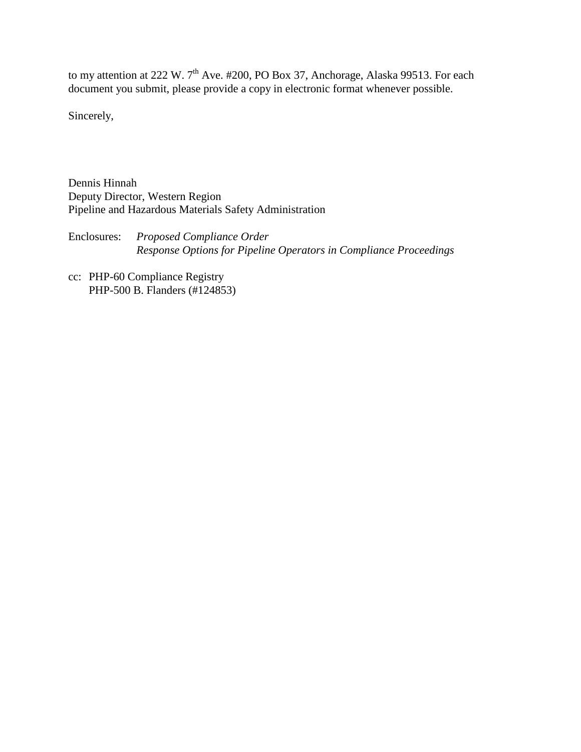to my attention at 222 W. 7th Ave. #200, PO Box 37, Anchorage, Alaska 99513. For each document you submit, please provide a copy in electronic format whenever possible.

Sincerely,

Dennis Hinnah
Deputy Director, Western Region
Pipeline and Hazardous Materials Safety Administration

Enclosures: *Proposed Compliance Order*
*Response Options for Pipeline Operators in Compliance Proceedings*

cc: PHP-60 Compliance Registry
PHP-500 B. Flanders (#124853)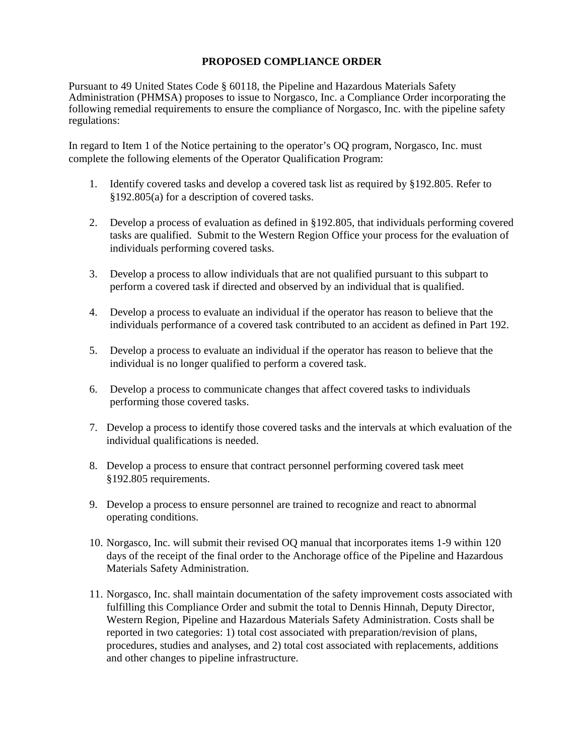# PROPOSED COMPLIANCE ORDER

Pursuant to 49 United States Code § 60118, the Pipeline and Hazardous Materials Safety Administration (PHMSA) proposes to issue to Norgasco, Inc. a Compliance Order incorporating the following remedial requirements to ensure the compliance of Norgasco, Inc. with the pipeline safety regulations:

In regard to Item 1 of the Notice pertaining to the operator's OQ program, Norgasco, Inc. must complete the following elements of the Operator Qualification Program:

1. Identify covered tasks and develop a covered task list as required by §192.805. Refer to §192.805(a) for a description of covered tasks.

2. Develop a process of evaluation as defined in §192.805, that individuals performing covered tasks are qualified. Submit to the Western Region Office your process for the evaluation of individuals performing covered tasks.

3. Develop a process to allow individuals that are not qualified pursuant to this subpart to perform a covered task if directed and observed by an individual that is qualified.

4. Develop a process to evaluate an individual if the operator has reason to believe that the individuals performance of a covered task contributed to an accident as defined in Part 192.

5. Develop a process to evaluate an individual if the operator has reason to believe that the individual is no longer qualified to perform a covered task.

6. Develop a process to communicate changes that affect covered tasks to individuals performing those covered tasks.

7. Develop a process to identify those covered tasks and the intervals at which evaluation of the individual qualifications is needed.

8. Develop a process to ensure that contract personnel performing covered task meet §192.805 requirements.

9. Develop a process to ensure personnel are trained to recognize and react to abnormal operating conditions.

10. Norgasco, Inc. will submit their revised OQ manual that incorporates items 1-9 within 120 days of the receipt of the final order to the Anchorage office of the Pipeline and Hazardous Materials Safety Administration.

11. Norgasco, Inc. shall maintain documentation of the safety improvement costs associated with fulfilling this Compliance Order and submit the total to Dennis Hinnah, Deputy Director, Western Region, Pipeline and Hazardous Materials Safety Administration. Costs shall be reported in two categories: 1) total cost associated with preparation/revision of plans, procedures, studies and analyses, and 2) total cost associated with replacements, additions and other changes to pipeline infrastructure.